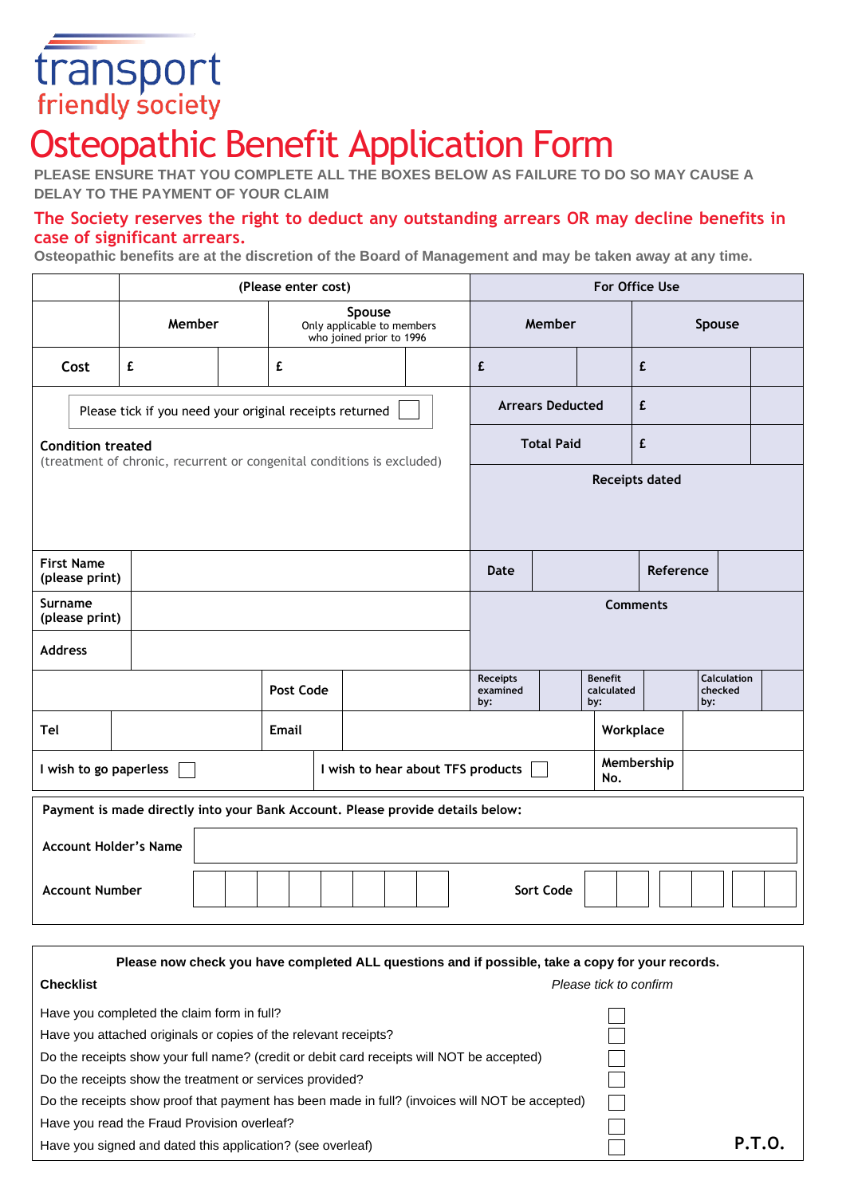transport
friendly society

# Osteopathic Benefit Application Form

**PLEASE ENSURE THAT YOU COMPLETE ALL THE BOXES BELOW AS FAILURE TO DO SO MAY CAUSE A DELAY TO THE PAYMENT OF YOUR CLAIM**

**The Society reserves the right to deduct any outstanding arrears OR may decline benefits in case of significant arrears.**

**Osteopathic benefits are at the discretion of the Board of Management and may be taken away at any time.**

| | (Please enter cost) | | For Office Use | |
|---|---|---|---|---|
| | Member | Spouse<br>Only applicable to members who joined prior to 1996 | Member | Spouse |
| Cost | £ | £ | £ | £ |
| Please tick if you need your original receipts returned ☐ | | | Arrears Deducted | £ |
| **Condition treated**<br>(treatment of chronic, recurrent or congenital conditions is excluded) | | | Total Paid | £ |
| | | | Receipts dated | |
| First Name (please print) | | | Date | Reference |
| Surname (please print) | | | Comments | |
| Address | | | | |
| | Post Code | | Receipts examined by: / Benefit calculated by: | Calculation checked by: |
| Tel | Email | | Workplace | |
| I wish to go paperless ☐ | I wish to hear about TFS products ☐ | | Membership No. | |

**Payment is made directly into your Bank Account. Please provide details below:**

| | |
|---|---|
| Account Holder's Name | |
| Account Number | Sort Code |

**Please now check you have completed ALL questions and if possible, take a copy for your records.**

| **Checklist** | *Please tick to confirm* |
|---|---|
| Have you completed the claim form in full? | ☐ |
| Have you attached originals or copies of the relevant receipts? | ☐ |
| Do the receipts show your full name? (credit or debit card receipts will NOT be accepted) | ☐ |
| Do the receipts show the treatment or services provided? | ☐ |
| Do the receipts show proof that payment has been made in full? (invoices will NOT be accepted) | ☐ |
| Have you read the Fraud Provision overleaf? | ☐ |
| Have you signed and dated this application? (see overleaf) | ☐ |

**P.T.O.**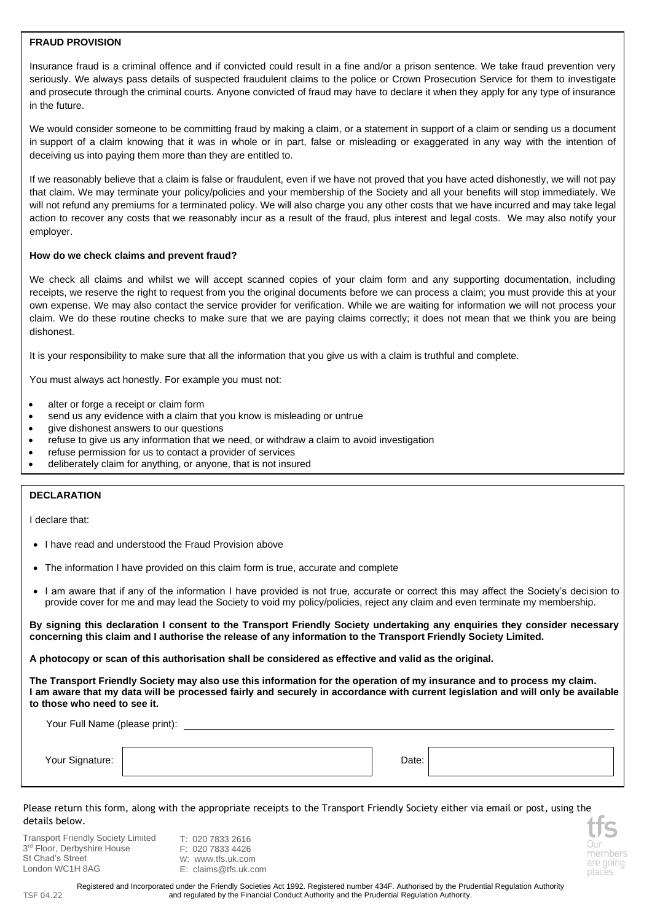## FRAUD PROVISION

Insurance fraud is a criminal offence and if convicted could result in a fine and/or a prison sentence. We take fraud prevention very seriously. We always pass details of suspected fraudulent claims to the police or Crown Prosecution Service for them to investigate and prosecute through the criminal courts. Anyone convicted of fraud may have to declare it when they apply for any type of insurance in the future.

We would consider someone to be committing fraud by making a claim, or a statement in support of a claim or sending us a document in support of a claim knowing that it was in whole or in part, false or misleading or exaggerated in any way with the intention of deceiving us into paying them more than they are entitled to.

If we reasonably believe that a claim is false or fraudulent, even if we have not proved that you have acted dishonestly, we will not pay that claim. We may terminate your policy/policies and your membership of the Society and all your benefits will stop immediately. We will not refund any premiums for a terminated policy. We will also charge you any other costs that we have incurred and may take legal action to recover any costs that we reasonably incur as a result of the fraud, plus interest and legal costs. We may also notify your employer.

### How do we check claims and prevent fraud?

We check all claims and whilst we will accept scanned copies of your claim form and any supporting documentation, including receipts, we reserve the right to request from you the original documents before we can process a claim; you must provide this at your own expense. We may also contact the service provider for verification. While we are waiting for information we will not process your claim. We do these routine checks to make sure that we are paying claims correctly; it does not mean that we think you are being dishonest.

It is your responsibility to make sure that all the information that you give us with a claim is truthful and complete.

You must always act honestly. For example you must not:

- alter or forge a receipt or claim form
- send us any evidence with a claim that you know is misleading or untrue
- give dishonest answers to our questions
- refuse to give us any information that we need, or withdraw a claim to avoid investigation
- refuse permission for us to contact a provider of services
- deliberately claim for anything, or anyone, that is not insured

## DECLARATION

I declare that:

- I have read and understood the Fraud Provision above
- The information I have provided on this claim form is true, accurate and complete
- I am aware that if any of the information I have provided is not true, accurate or correct this may affect the Society's decision to provide cover for me and may lead the Society to void my policy/policies, reject any claim and even terminate my membership.

**By signing this declaration I consent to the Transport Friendly Society undertaking any enquiries they consider necessary concerning this claim and I authorise the release of any information to the Transport Friendly Society Limited.**

**A photocopy or scan of this authorisation shall be considered as effective and valid as the original.**

**The Transport Friendly Society may also use this information for the operation of my insurance and to process my claim. I am aware that my data will be processed fairly and securely in accordance with current legislation and will only be available to those who need to see it.**

Your Full Name (please print): ______________________________

Your Signature: ______________________ Date: ______________

Please return this form, along with the appropriate receipts to the Transport Friendly Society either via email or post, using the details below.

Transport Friendly Society Limited
3rd Floor, Derbyshire House
St Chad's Street
London WC1H 8AG

T: 020 7833 2616
F: 020 7833 4426
W: www.tfs.uk.com
E: claims@tfs.uk.com

tfs
Our members are going places

TSF 04.22

Registered and Incorporated under the Friendly Societies Act 1992. Registered number 434F. Authorised by the Prudential Regulation Authority and regulated by the Financial Conduct Authority and the Prudential Regulation Authority.